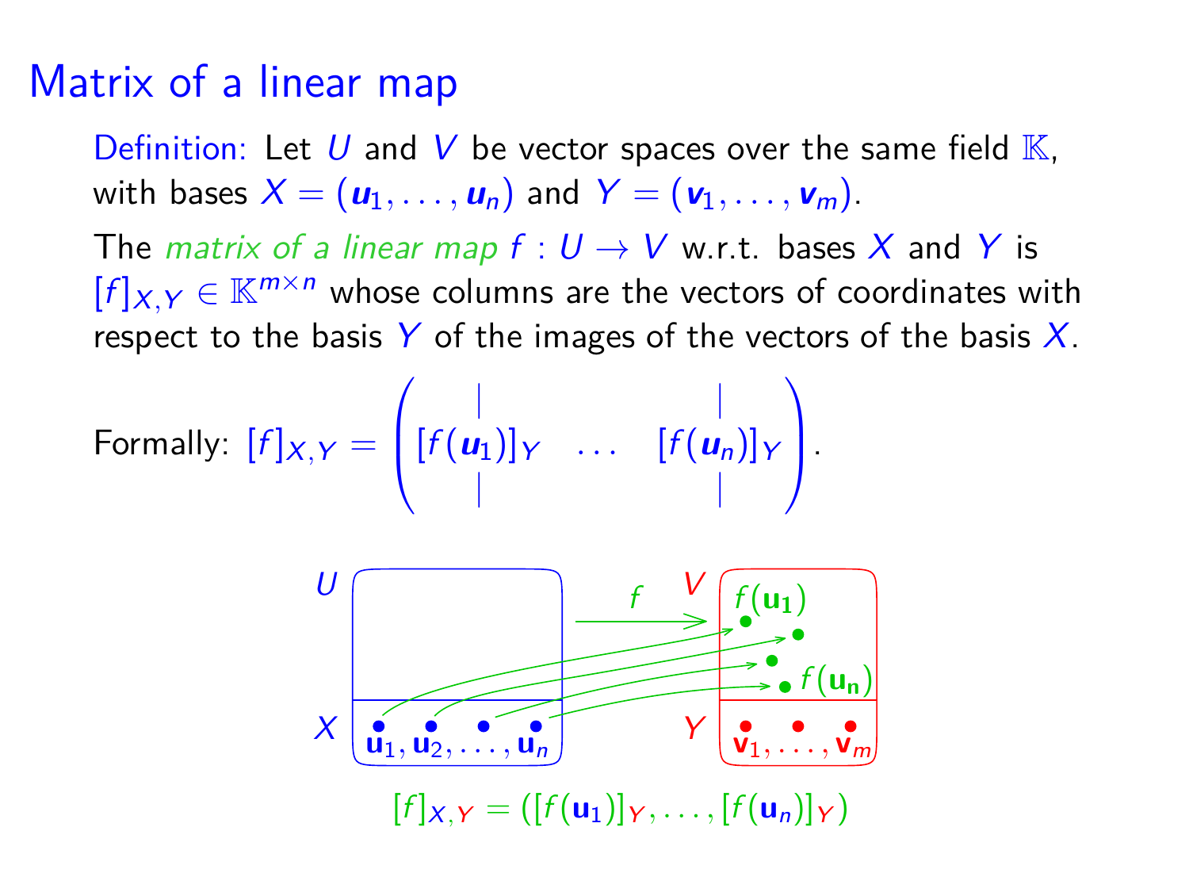# Matrix of a linear map

Definition: Let $U$ and $V$ be vector spaces over the same field $\mathbb{K}$, with bases $X = (\boldsymbol{u}_1, \ldots, \boldsymbol{u}_n)$ and $Y = (\boldsymbol{v}_1, \ldots, \boldsymbol{v}_m)$.

The *matrix of a linear map* $f : U \to V$ w.r.t. bases $X$ and $Y$ is $[f]_{X,Y} \in \mathbb{K}^{m \times n}$ whose columns are the vectors of coordinates with respect to the basis $Y$ of the images of the vectors of the basis $X$.

Formally: $[f]_{X,Y} = \begin{pmatrix} | & & | \\ [f(\boldsymbol{u}_1)]_Y & \ldots & [f(\boldsymbol{u}_n)]_Y \\ | & & | \end{pmatrix}$.

$U$, $V$, $f$, $X$, $Y$, $f(\mathbf{u_1})$, $f(\mathbf{u_n})$, $\mathbf{u}_1, \mathbf{u}_2, \ldots, \mathbf{u}_n$, $\mathbf{v}_1, \ldots, \mathbf{v}_m$

$[f]_{X,Y} = ([f(\mathbf{u}_1)]_Y, \ldots, [f(\mathbf{u}_n)]_Y)$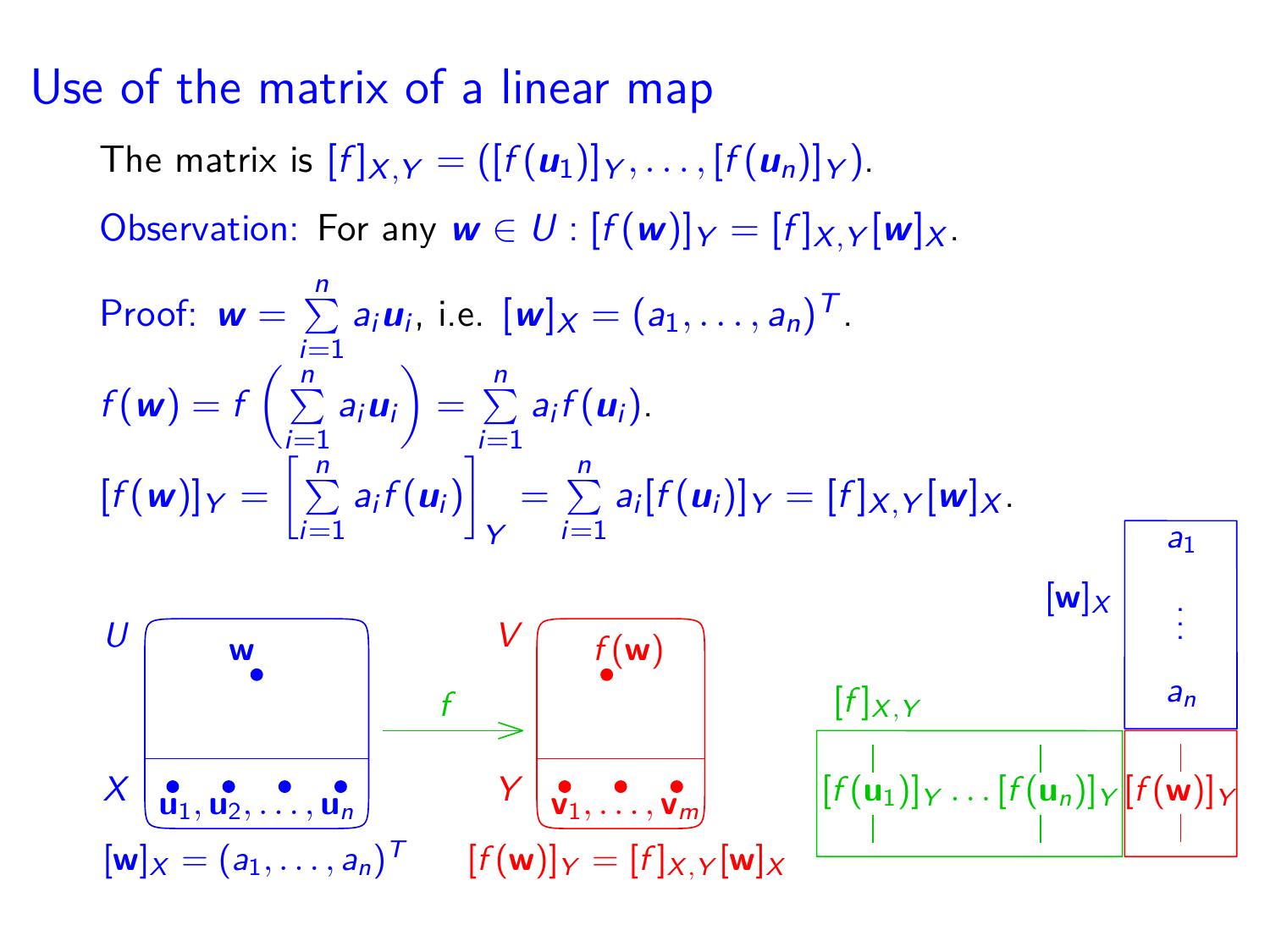# Use of the matrix of a linear map

The matrix is $[f]_{X,Y} = ([f(\boldsymbol{u}_1)]_Y, \ldots, [f(\boldsymbol{u}_n)]_Y)$.

Observation: For any $\boldsymbol{w} \in U$ : $[f(\boldsymbol{w})]_Y = [f]_{X,Y}[\boldsymbol{w}]_X$.

Proof: $\boldsymbol{w} = \sum_{i=1}^{n} a_i \boldsymbol{u}_i$, i.e. $[\boldsymbol{w}]_X = (a_1, \ldots, a_n)^T$.

$$f(\boldsymbol{w}) = f\left(\sum_{i=1}^{n} a_i \boldsymbol{u}_i\right) = \sum_{i=1}^{n} a_i f(\boldsymbol{u}_i).$$

$$[f(\boldsymbol{w})]_Y = \left[\sum_{i=1}^{n} a_i f(\boldsymbol{u}_i)\right]_Y = \sum_{i=1}^{n} a_i [f(\boldsymbol{u}_i)]_Y = [f]_{X,Y}[\boldsymbol{w}]_X.$$

$U$, $X$: $\mathbf{w}$; $\mathbf{u}_1, \mathbf{u}_2, \ldots, \mathbf{u}_n$ $\xrightarrow{f}$ $V$, $Y$: $f(\mathbf{w})$; $\mathbf{v}_1, \ldots, \mathbf{v}_m$

$[\mathbf{w}]_X = (a_1, \ldots, a_n)^T$ $\qquad$ $[f(\mathbf{w})]_Y = [f]_{X,Y}[\mathbf{w}]_X$

$$[f]_{X,Y} = \left([f(\mathbf{u}_1)]_Y \ldots [f(\mathbf{u}_n)]_Y\right), \quad [\mathbf{w}]_X = \begin{pmatrix} a_1 \\ \vdots \\ a_n \end{pmatrix}, \quad [f(\mathbf{w})]_Y$$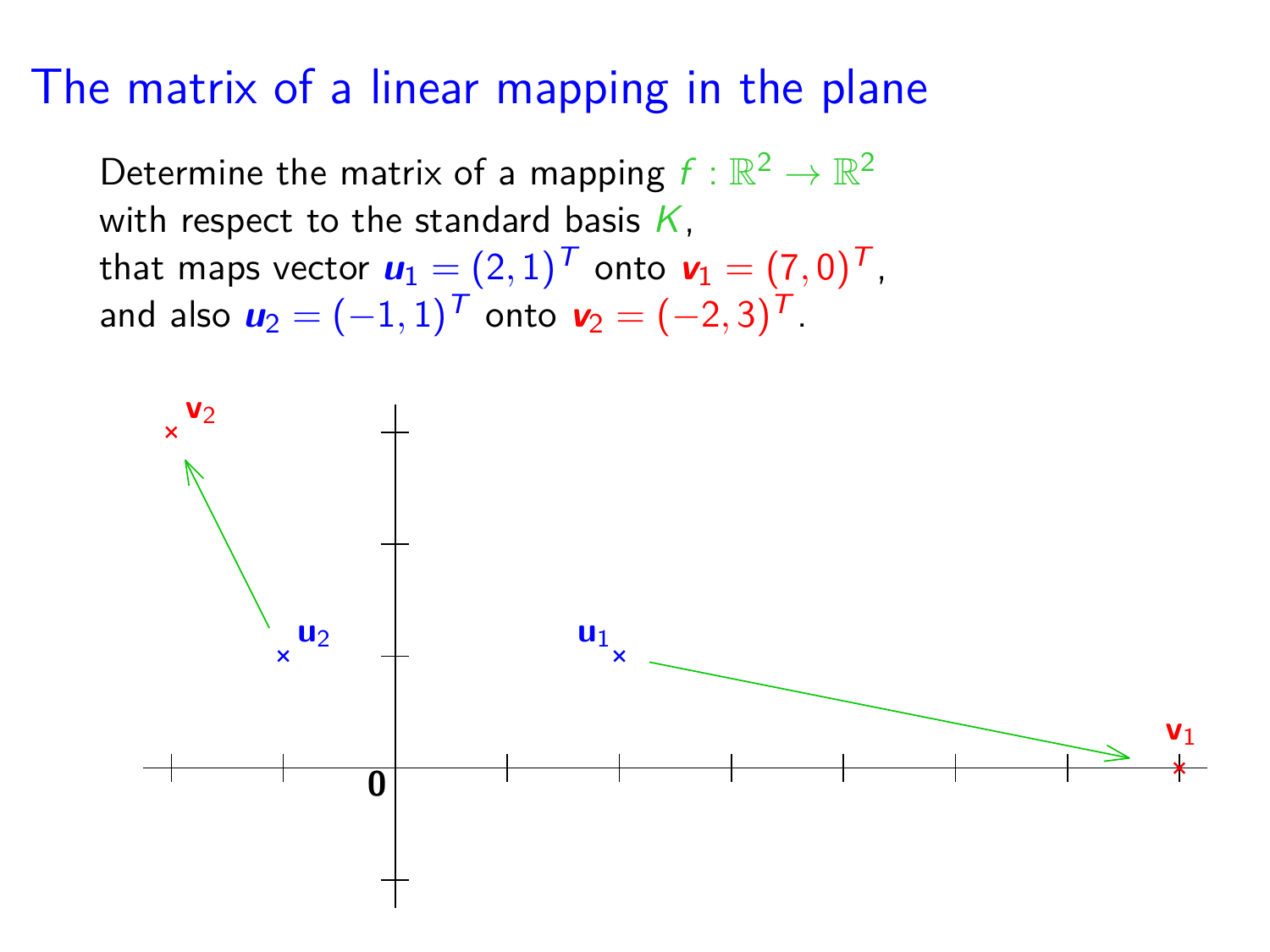# The matrix of a linear mapping in the plane

Determine the matrix of a mapping $f : \mathbb{R}^2 \to \mathbb{R}^2$
with respect to the standard basis $K$,
that maps vector $\boldsymbol{u}_1 = (2, 1)^T$ onto $\boldsymbol{v}_1 = (7, 0)^T$,
and also $\boldsymbol{u}_2 = (-1, 1)^T$ onto $\boldsymbol{v}_2 = (-2, 3)^T$.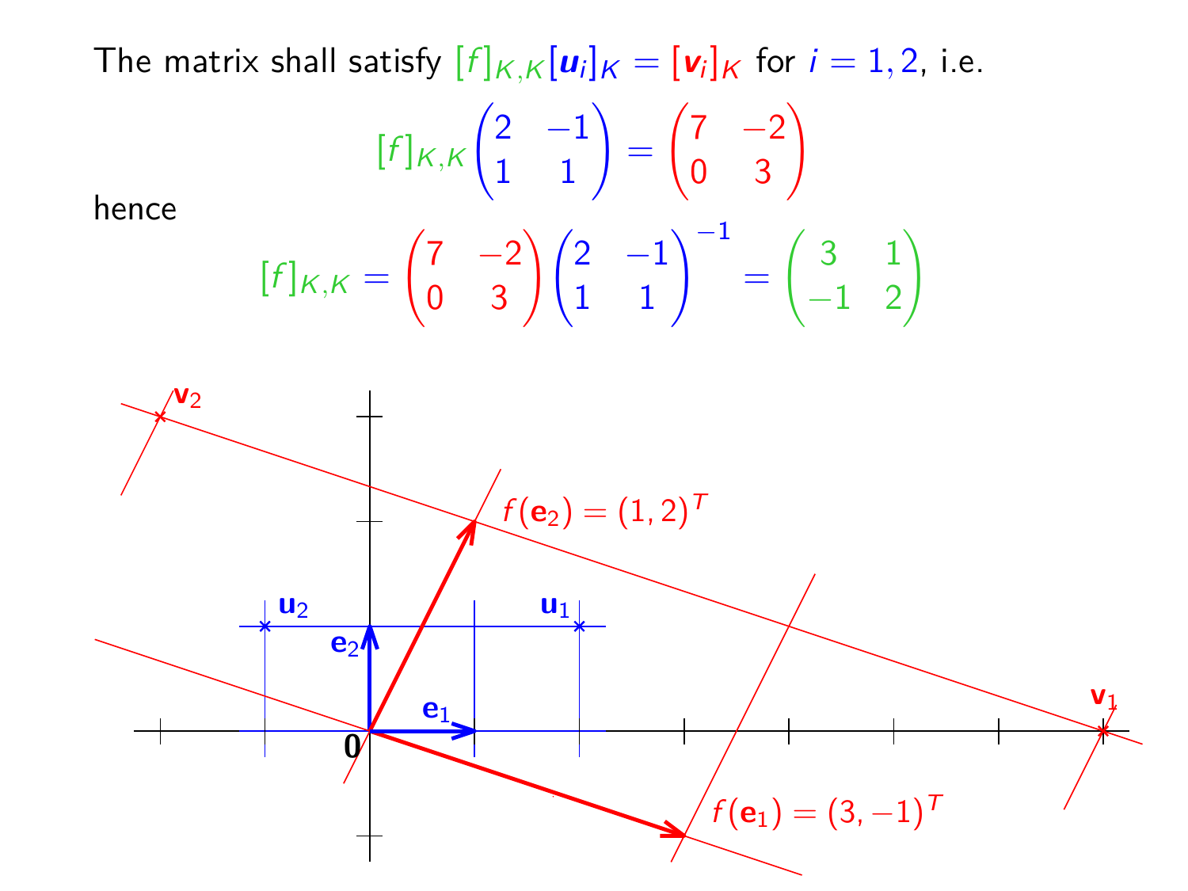The matrix shall satisfy $[f]_{K,K}[\boldsymbol{u}_i]_K = [\boldsymbol{v}_i]_K$ for $i = 1, 2$, i.e.

$$[f]_{K,K}\begin{pmatrix} 2 & -1 \\ 1 & 1 \end{pmatrix} = \begin{pmatrix} 7 & -2 \\ 0 & 3 \end{pmatrix}$$

hence

$$[f]_{K,K} = \begin{pmatrix} 7 & -2 \\ 0 & 3 \end{pmatrix}\begin{pmatrix} 2 & -1 \\ 1 & 1 \end{pmatrix}^{-1} = \begin{pmatrix} 3 & 1 \\ -1 & 2 \end{pmatrix}$$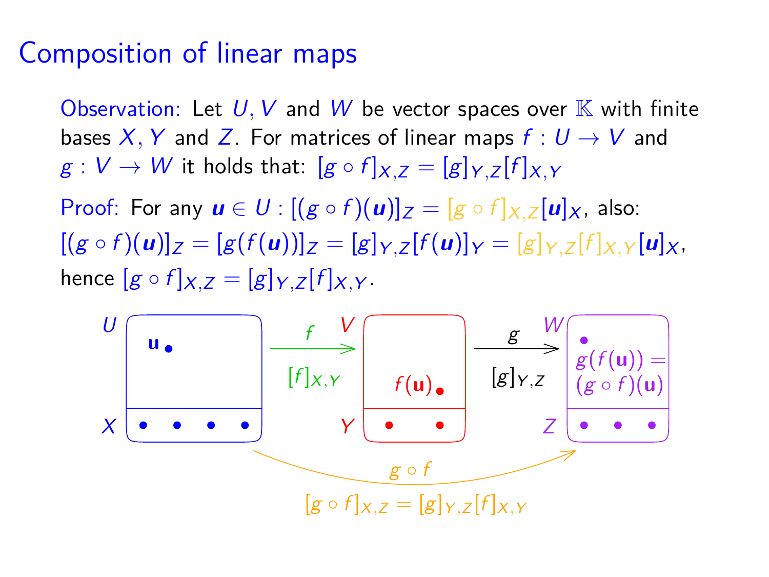# Composition of linear maps

Observation: Let $U, V$ and $W$ be vector spaces over $\mathbb{K}$ with finite bases $X, Y$ and $Z$. For matrices of linear maps $f : U \to V$ and $g : V \to W$ it holds that: $[g \circ f]_{X,Z} = [g]_{Y,Z}[f]_{X,Y}$

Proof: For any $\boldsymbol{u} \in U : [(g \circ f)(\boldsymbol{u})]_Z = [g \circ f]_{X,Z}[\boldsymbol{u}]_X$, also:
$[(g \circ f)(\boldsymbol{u})]_Z = [g(f(\boldsymbol{u}))]_Z = [g]_{Y,Z}[f(\boldsymbol{u})]_Y = [g]_{Y,Z}[f]_{X,Y}[\boldsymbol{u}]_X$,
hence $[g \circ f]_{X,Z} = [g]_{Y,Z}[f]_{X,Y}$.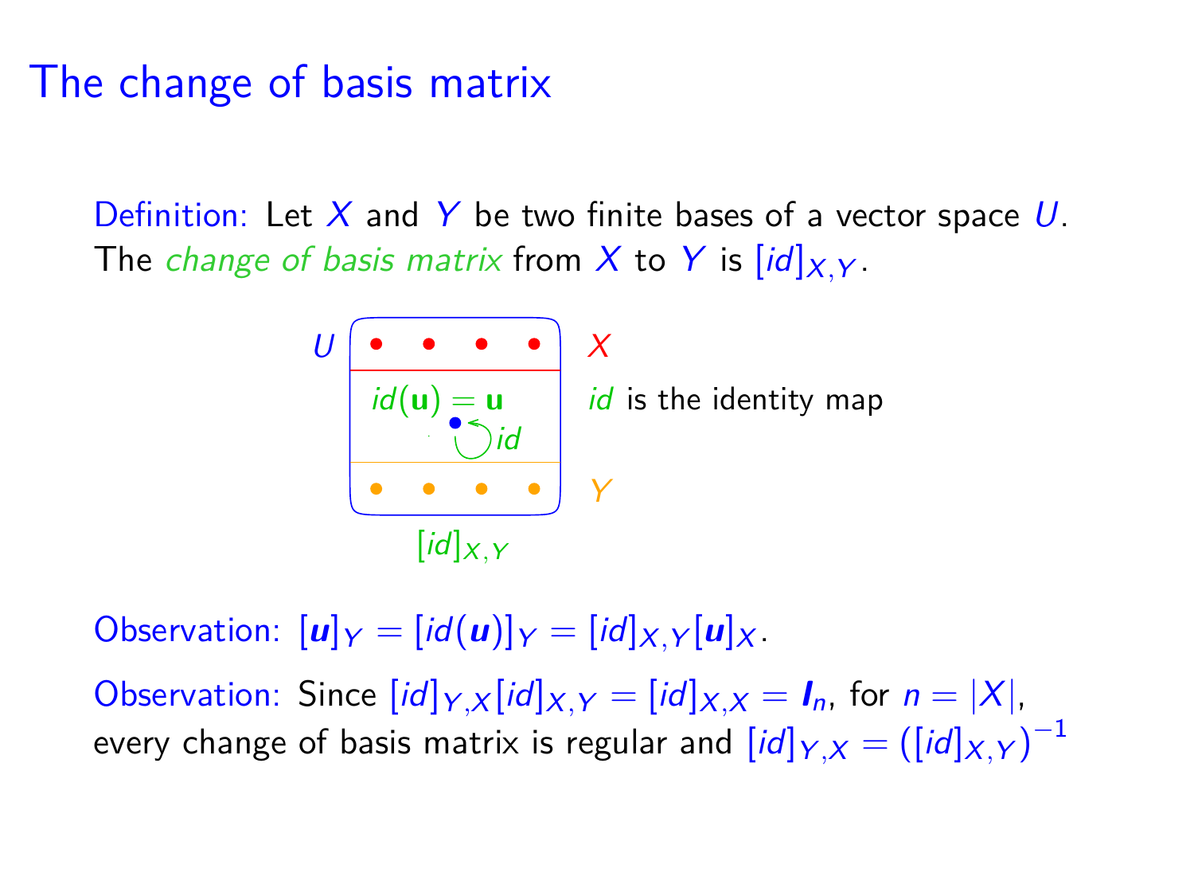# The change of basis matrix

Definition: Let $X$ and $Y$ be two finite bases of a vector space $U$. The *change of basis matrix* from $X$ to $Y$ is $[id]_{X,Y}$.

$U$ — $X$

$id(\mathbf{u}) = \mathbf{u}$ — $id$ is the identity map

$id$

$Y$

$[id]_{X,Y}$

Observation: $[\boldsymbol{u}]_Y = [id(\boldsymbol{u})]_Y = [id]_{X,Y}[\boldsymbol{u}]_X$.

Observation: Since $[id]_{Y,X}[id]_{X,Y} = [id]_{X,X} = \boldsymbol{I}_n$, for $n = |X|$, every change of basis matrix is regular and $[id]_{Y,X} = ([id]_{X,Y})^{-1}$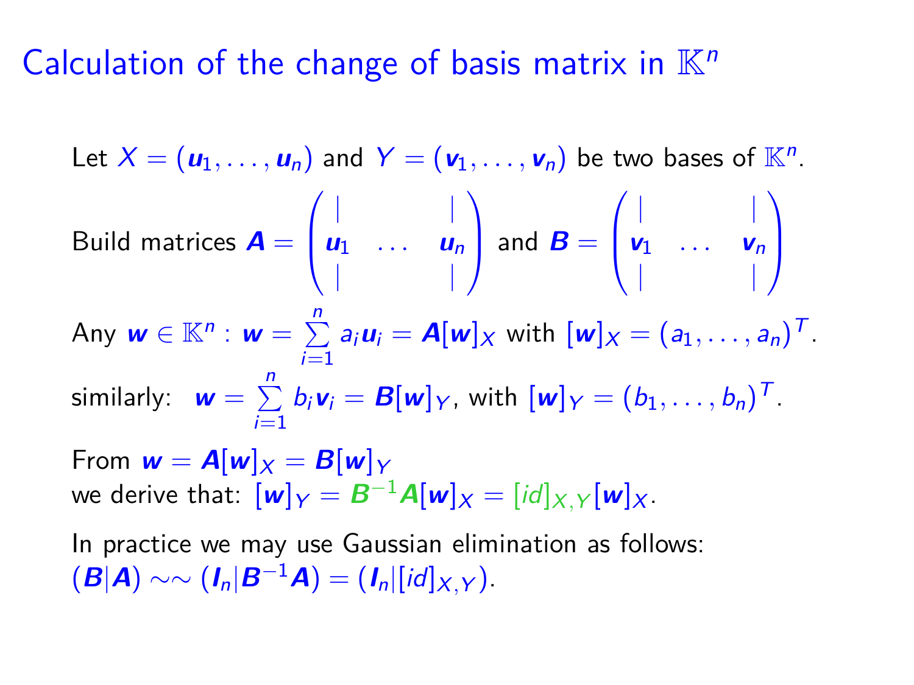# Calculation of the change of basis matrix in $\mathbb{K}^n$

Let $X = (\boldsymbol{u}_1, \ldots, \boldsymbol{u}_n)$ and $Y = (\boldsymbol{v}_1, \ldots, \boldsymbol{v}_n)$ be two bases of $\mathbb{K}^n$.

Build matrices $\boldsymbol{A} = \begin{pmatrix} | & & | \\ \boldsymbol{u}_1 & \ldots & \boldsymbol{u}_n \\ | & & | \end{pmatrix}$ and $\boldsymbol{B} = \begin{pmatrix} | & & | \\ \boldsymbol{v}_1 & \ldots & \boldsymbol{v}_n \\ | & & | \end{pmatrix}$

Any $\boldsymbol{w} \in \mathbb{K}^n : \boldsymbol{w} = \sum_{i=1}^{n} a_i \boldsymbol{u}_i = \boldsymbol{A}[\boldsymbol{w}]_X$ with $[\boldsymbol{w}]_X = (a_1, \ldots, a_n)^T$.

similarly: $\boldsymbol{w} = \sum_{i=1}^{n} b_i \boldsymbol{v}_i = \boldsymbol{B}[\boldsymbol{w}]_Y$, with $[\boldsymbol{w}]_Y = (b_1, \ldots, b_n)^T$.

From $\boldsymbol{w} = \boldsymbol{A}[\boldsymbol{w}]_X = \boldsymbol{B}[\boldsymbol{w}]_Y$
we derive that: $[\boldsymbol{w}]_Y = \boldsymbol{B}^{-1}\boldsymbol{A}[\boldsymbol{w}]_X = [id]_{X,Y}[\boldsymbol{w}]_X$.

In practice we may use Gaussian elimination as follows:
$(\boldsymbol{B}|\boldsymbol{A}) \sim\sim (\boldsymbol{I}_n|\boldsymbol{B}^{-1}\boldsymbol{A}) = (\boldsymbol{I}_n|[id]_{X,Y})$.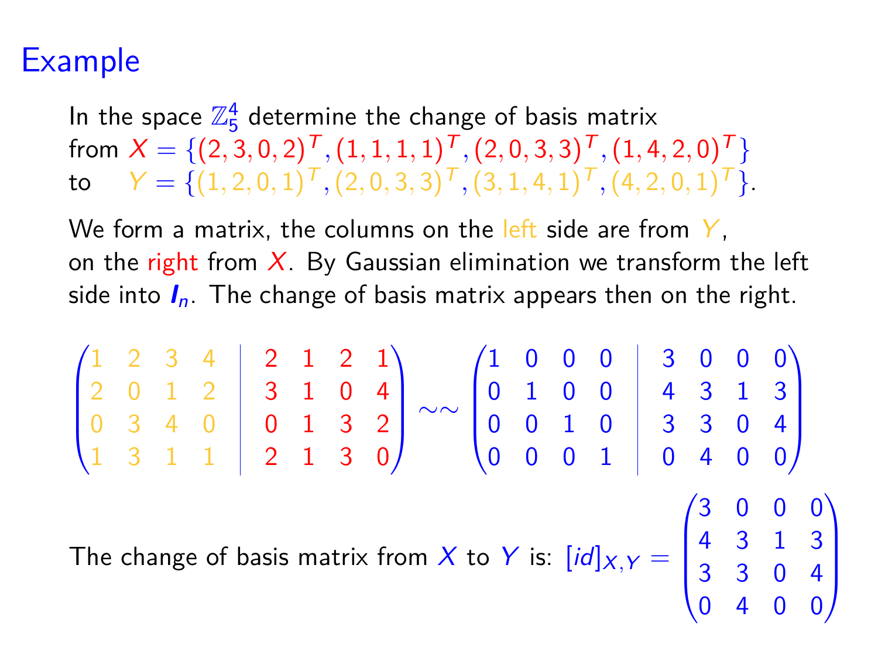# Example

In the space $\mathbb{Z}_5^4$ determine the change of basis matrix
from $X = \{(2,3,0,2)^T, (1,1,1,1)^T, (2,0,3,3)^T, (1,4,2,0)^T\}$
to $\quad Y = \{(1,2,0,1)^T, (2,0,3,3)^T, (3,1,4,1)^T, (4,2,0,1)^T\}$.

We form a matrix, the columns on the left side are from $Y$,
on the right from $X$. By Gaussian elimination we transform the left side into $\boldsymbol{I}_n$. The change of basis matrix appears then on the right.

$$\left(\begin{array}{cccc|cccc} 1 & 2 & 3 & 4 & 2 & 1 & 2 & 1 \\ 2 & 0 & 1 & 2 & 3 & 1 & 0 & 4 \\ 0 & 3 & 4 & 0 & 0 & 1 & 3 & 2 \\ 1 & 3 & 1 & 1 & 2 & 1 & 3 & 0 \end{array}\right) \sim\sim \left(\begin{array}{cccc|cccc} 1 & 0 & 0 & 0 & 3 & 0 & 0 & 0 \\ 0 & 1 & 0 & 0 & 4 & 3 & 1 & 3 \\ 0 & 0 & 1 & 0 & 3 & 3 & 0 & 4 \\ 0 & 0 & 0 & 1 & 0 & 4 & 0 & 0 \end{array}\right)$$

The change of basis matrix from $X$ to $Y$ is: $[id]_{X,Y} = \begin{pmatrix} 3 & 0 & 0 & 0 \\ 4 & 3 & 1 & 3 \\ 3 & 3 & 0 & 4 \\ 0 & 4 & 0 & 0 \end{pmatrix}$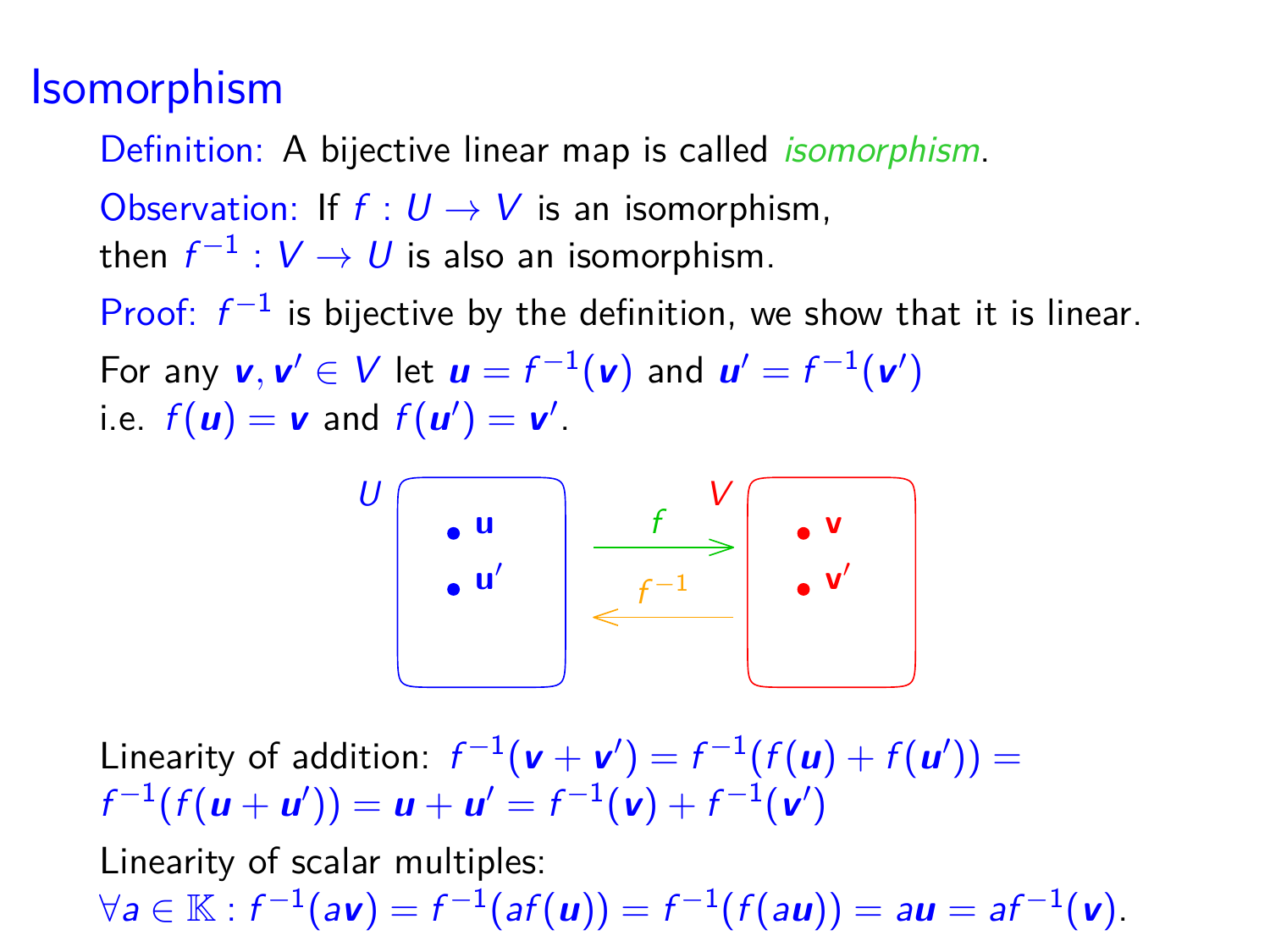# Isomorphism

Definition: A bijective linear map is called *isomorphism*.

Observation: If $f : U \to V$ is an isomorphism,
then $f^{-1} : V \to U$ is also an isomorphism.

Proof: $f^{-1}$ is bijective by the definition, we show that it is linear.

For any $\boldsymbol{v}, \boldsymbol{v}' \in V$ let $\boldsymbol{u} = f^{-1}(\boldsymbol{v})$ and $\boldsymbol{u}' = f^{-1}(\boldsymbol{v}')$
i.e. $f(\boldsymbol{u}) = \boldsymbol{v}$ and $f(\boldsymbol{u}') = \boldsymbol{v}'$.

Linearity of addition: $f^{-1}(\boldsymbol{v} + \boldsymbol{v}') = f^{-1}(f(\boldsymbol{u}) + f(\boldsymbol{u}')) =$
$f^{-1}(f(\boldsymbol{u} + \boldsymbol{u}')) = \boldsymbol{u} + \boldsymbol{u}' = f^{-1}(\boldsymbol{v}) + f^{-1}(\boldsymbol{v}')$

Linearity of scalar multiples:
$\forall a \in \mathbb{K} : f^{-1}(a\boldsymbol{v}) = f^{-1}(af(\boldsymbol{u})) = f^{-1}(f(a\boldsymbol{u})) = a\boldsymbol{u} = af^{-1}(\boldsymbol{v})$.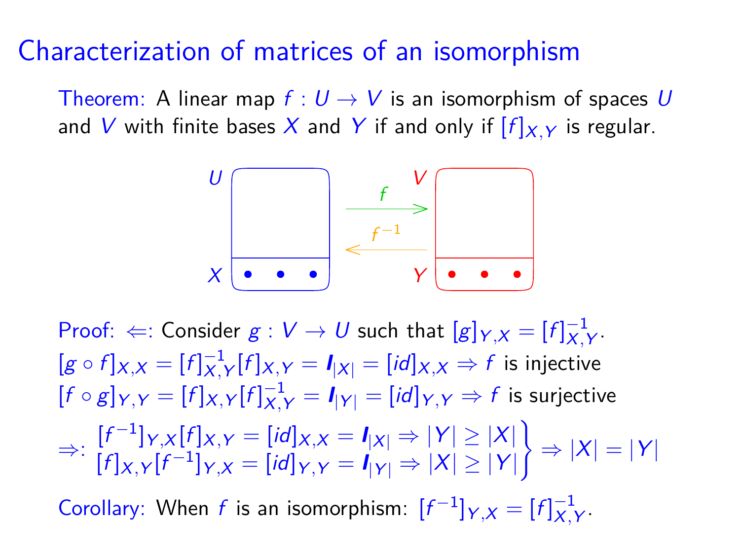# Characterization of matrices of an isomorphism

Theorem: A linear map $f : U \to V$ is an isomorphism of spaces $U$ and $V$ with finite bases $X$ and $Y$ if and only if $[f]_{X,Y}$ is regular.

Proof: $\Leftarrow$: Consider $g : V \to U$ such that $[g]_{Y,X} = [f]^{-1}_{X,Y}$.

$[g \circ f]_{X,X} = [f]^{-1}_{X,Y}[f]_{X,Y} = \boldsymbol{I}_{|X|} = [id]_{X,X} \Rightarrow f$ is injective

$[f \circ g]_{Y,Y} = [f]_{X,Y}[f]^{-1}_{X,Y} = \boldsymbol{I}_{|Y|} = [id]_{Y,Y} \Rightarrow f$ is surjective

$\Rightarrow$: 
$$\left.\begin{array}{l} [f^{-1}]_{Y,X}[f]_{X,Y} = [id]_{X,X} = \boldsymbol{I}_{|X|} \Rightarrow |Y| \geq |X| \\ [f]_{X,Y}[f^{-1}]_{Y,X} = [id]_{Y,Y} = \boldsymbol{I}_{|Y|} \Rightarrow |X| \geq |Y| \end{array}\right\} \Rightarrow |X| = |Y|$$

Corollary: When $f$ is an isomorphism: $[f^{-1}]_{Y,X} = [f]^{-1}_{X,Y}$.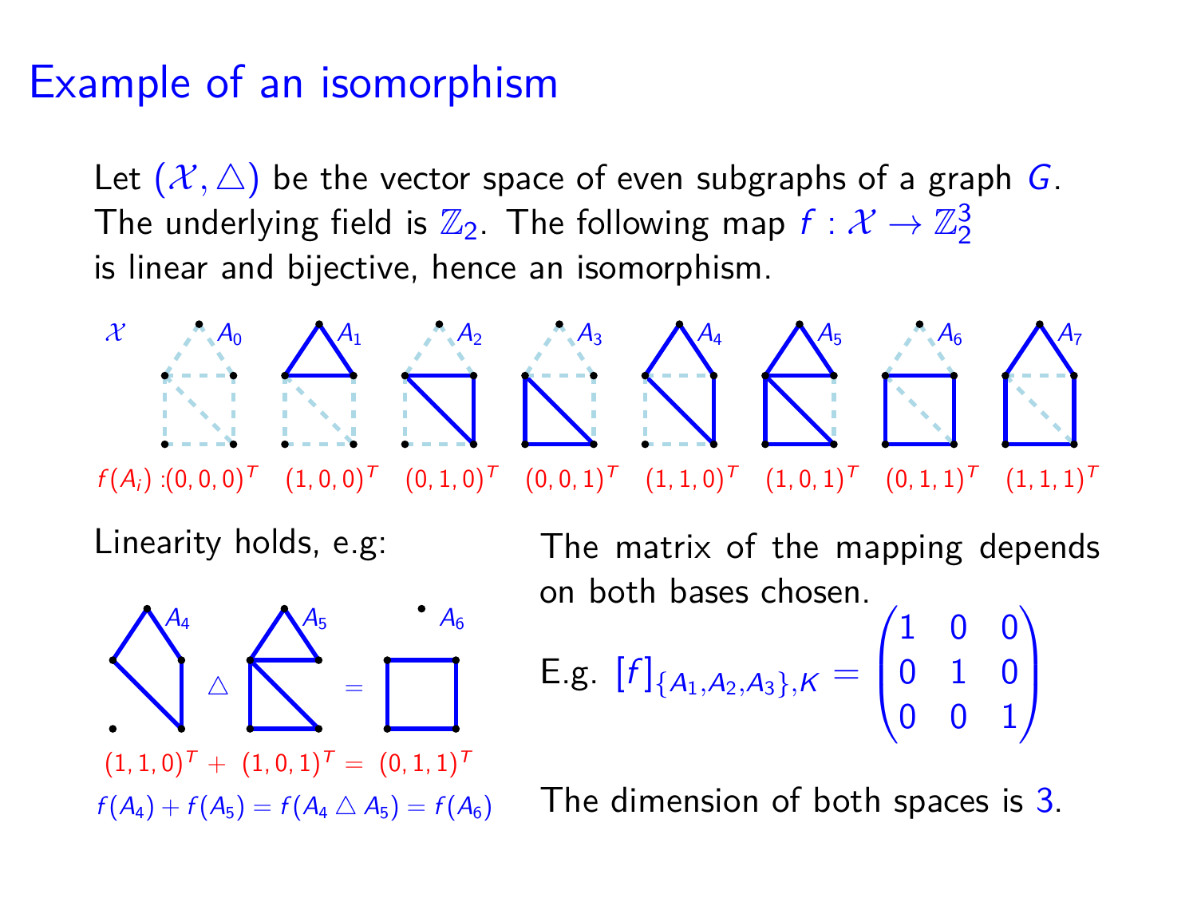# Example of an isomorphism

Let $(\mathcal{X}, \triangle)$ be the vector space of even subgraphs of a graph $G$. The underlying field is $\mathbb{Z}_2$. The following map $f : \mathcal{X} \to \mathbb{Z}_2^3$ is linear and bijective, hence an isomorphism.

| $\mathcal{X}$ | $A_0$ | $A_1$ | $A_2$ | $A_3$ | $A_4$ | $A_5$ | $A_6$ | $A_7$ |
|---|---|---|---|---|---|---|---|---|
| $f(A_i)$ : | $(0,0,0)^T$ | $(1,0,0)^T$ | $(0,1,0)^T$ | $(0,0,1)^T$ | $(1,1,0)^T$ | $(1,0,1)^T$ | $(0,1,1)^T$ | $(1,1,1)^T$ |

Linearity holds, e.g:

$A_4 \; \triangle \; A_5 \; = \; A_6$

$(1,1,0)^T + (1,0,1)^T = (0,1,1)^T$

$f(A_4) + f(A_5) = f(A_4 \triangle A_5) = f(A_6)$

The matrix of the mapping depends on both bases chosen.

E.g. $[f]_{\{A_1,A_2,A_3\},K} = \begin{pmatrix} 1 & 0 & 0 \\ 0 & 1 & 0 \\ 0 & 0 & 1 \end{pmatrix}$

The dimension of both spaces is 3.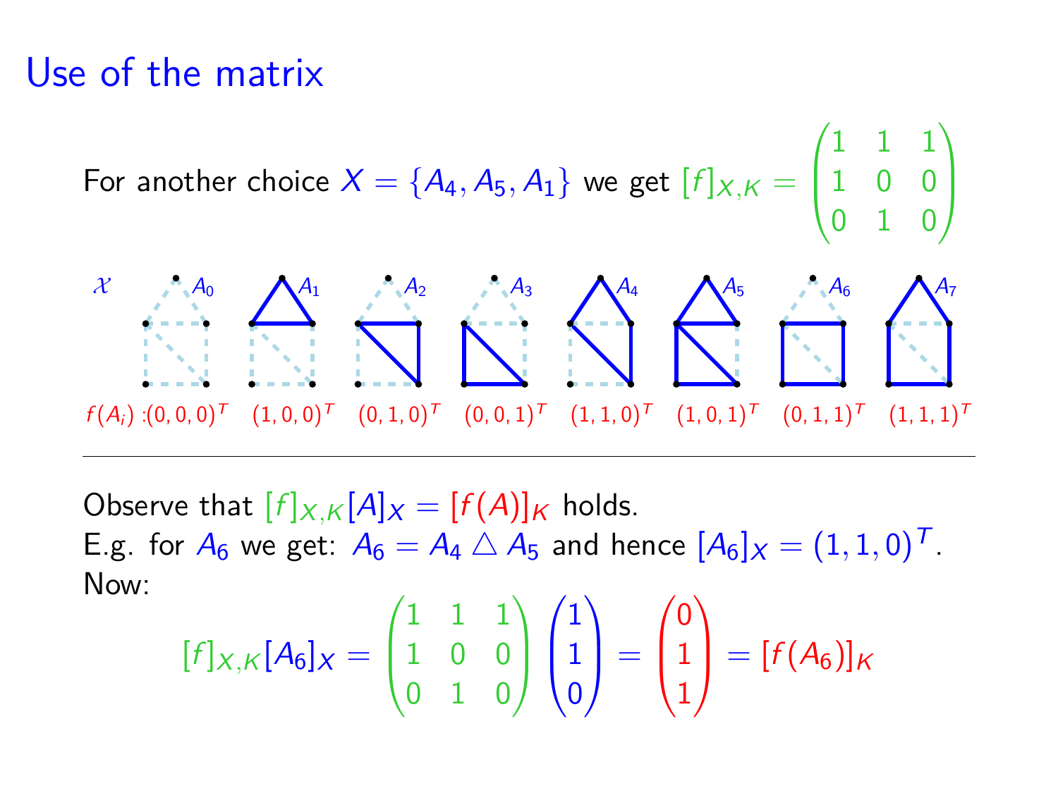# Use of the matrix

For another choice $X = \{A_4, A_5, A_1\}$ we get $[f]_{X,K} = \begin{pmatrix} 1 & 1 & 1 \\ 1 & 0 & 0 \\ 0 & 1 & 0 \end{pmatrix}$

$\mathcal{X}$ $A_0$ $A_1$ $A_2$ $A_3$ $A_4$ $A_5$ $A_6$ $A_7$

$f(A_i)$ : $(0,0,0)^T$ $(1,0,0)^T$ $(0,1,0)^T$ $(0,0,1)^T$ $(1,1,0)^T$ $(1,0,1)^T$ $(0,1,1)^T$ $(1,1,1)^T$

---

Observe that $[f]_{X,K}[A]_X = [f(A)]_K$ holds.
E.g. for $A_6$ we get: $A_6 = A_4 \triangle A_5$ and hence $[A_6]_X = (1,1,0)^T$.
Now:

$$[f]_{X,K}[A_6]_X = \begin{pmatrix} 1 & 1 & 1 \\ 1 & 0 & 0 \\ 0 & 1 & 0 \end{pmatrix} \begin{pmatrix} 1 \\ 1 \\ 0 \end{pmatrix} = \begin{pmatrix} 0 \\ 1 \\ 1 \end{pmatrix} = [f(A_6)]_K$$